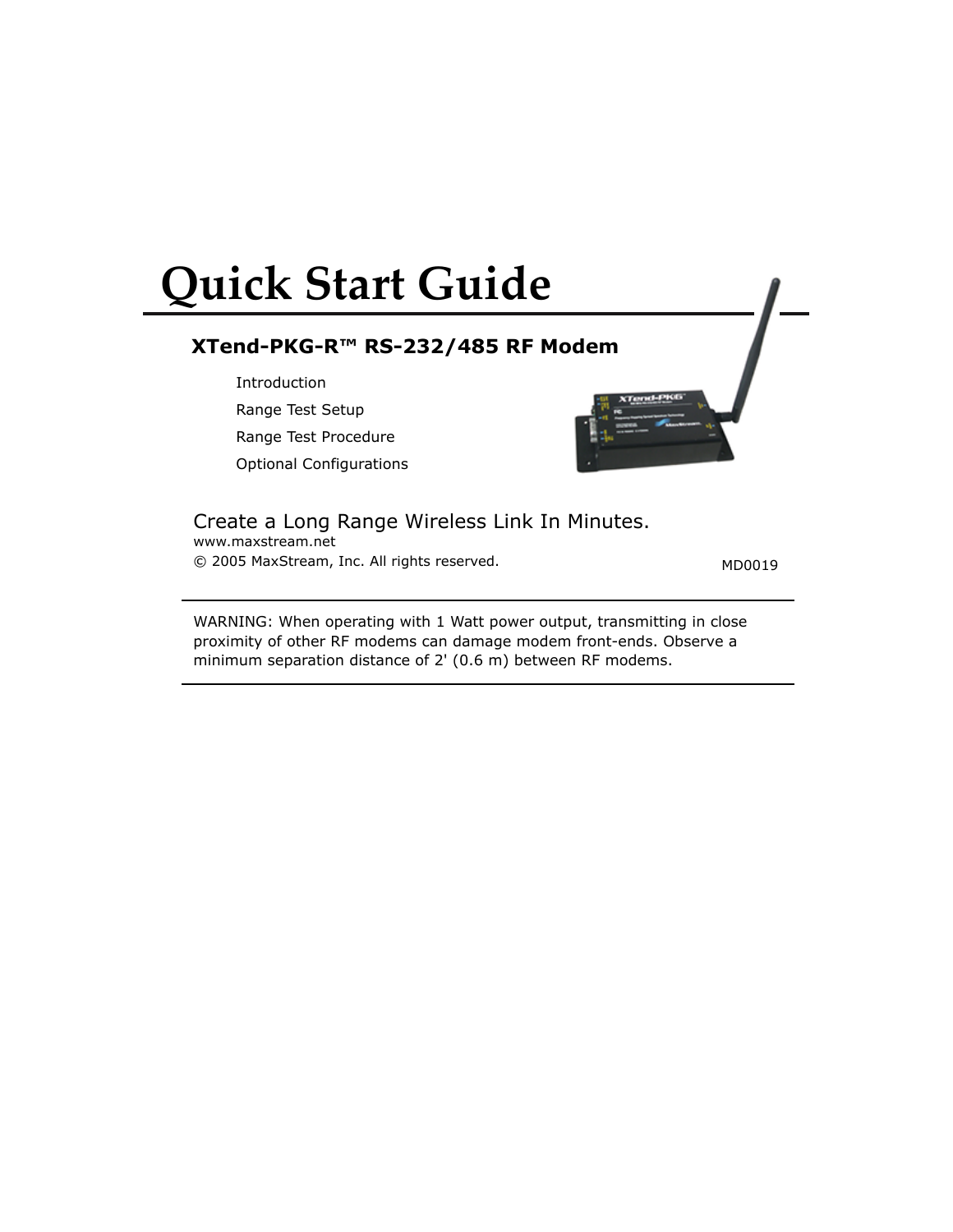# Quick Start Guide

## XTend-PKG-R™ RS-232/485 RF Modem

- Introduction
- Range Test Setup
- Range Test Procedure
- Optional Configurations

Create a Long Range Wireless Link In Minutes.

www.maxstream.net

© 2005 MaxStream, Inc. All rights reserved.

MD0019

WARNING: When operating with 1 Watt power output, transmitting in close proximity of other RF modems can damage modem front-ends. Observe a minimum separation distance of 2' (0.6 m) between RF modems.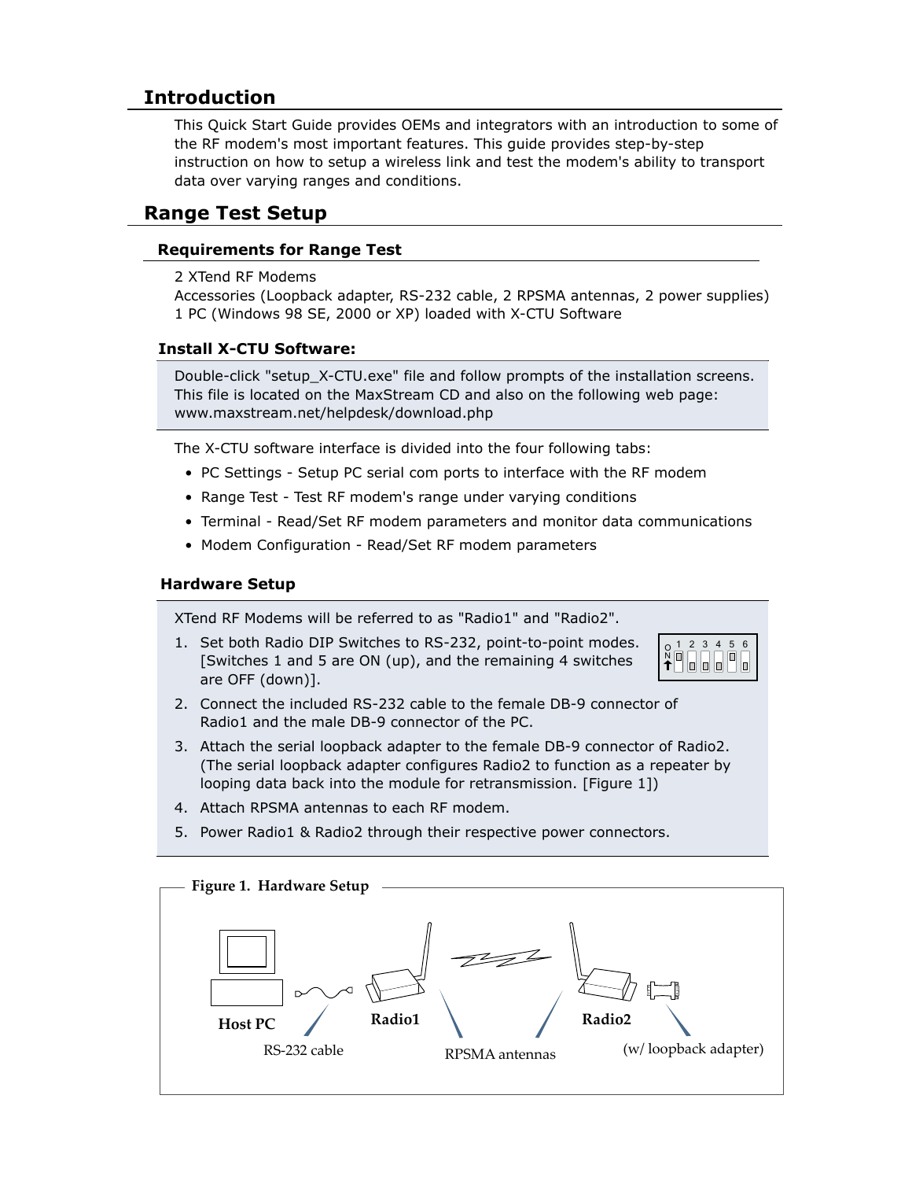## Introduction

This Quick Start Guide provides OEMs and integrators with an introduction to some of the RF modem's most important features. This guide provides step-by-step instruction on how to setup a wireless link and test the modem's ability to transport data over varying ranges and conditions.

## Range Test Setup

### Requirements for Range Test

2 XTend RF Modems
Accessories (Loopback adapter, RS-232 cable, 2 RPSMA antennas, 2 power supplies)
1 PC (Windows 98 SE, 2000 or XP) loaded with X-CTU Software

### Install X-CTU Software:

Double-click "setup_X-CTU.exe" file and follow prompts of the installation screens. This file is located on the MaxStream CD and also on the following web page: www.maxstream.net/helpdesk/download.php

The X-CTU software interface is divided into the four following tabs:

- PC Settings - Setup PC serial com ports to interface with the RF modem
- Range Test - Test RF modem's range under varying conditions
- Terminal - Read/Set RF modem parameters and monitor data communications
- Modem Configuration - Read/Set RF modem parameters

### Hardware Setup

XTend RF Modems will be referred to as "Radio1" and "Radio2".

1. Set both Radio DIP Switches to RS-232, point-to-point modes. [Switches 1 and 5 are ON (up), and the remaining 4 switches are OFF (down)].
2. Connect the included RS-232 cable to the female DB-9 connector of Radio1 and the male DB-9 connector of the PC.
3. Attach the serial loopback adapter to the female DB-9 connector of Radio2. (The serial loopback adapter configures Radio2 to function as a repeater by looping data back into the module for retransmission. [Figure 1])
4. Attach RPSMA antennas to each RF modem.
5. Power Radio1 & Radio2 through their respective power connectors.

**Figure 1. Hardware Setup**

Host PC — RS-232 cable — Radio1 — RPSMA antennas — Radio2 (w/ loopback adapter)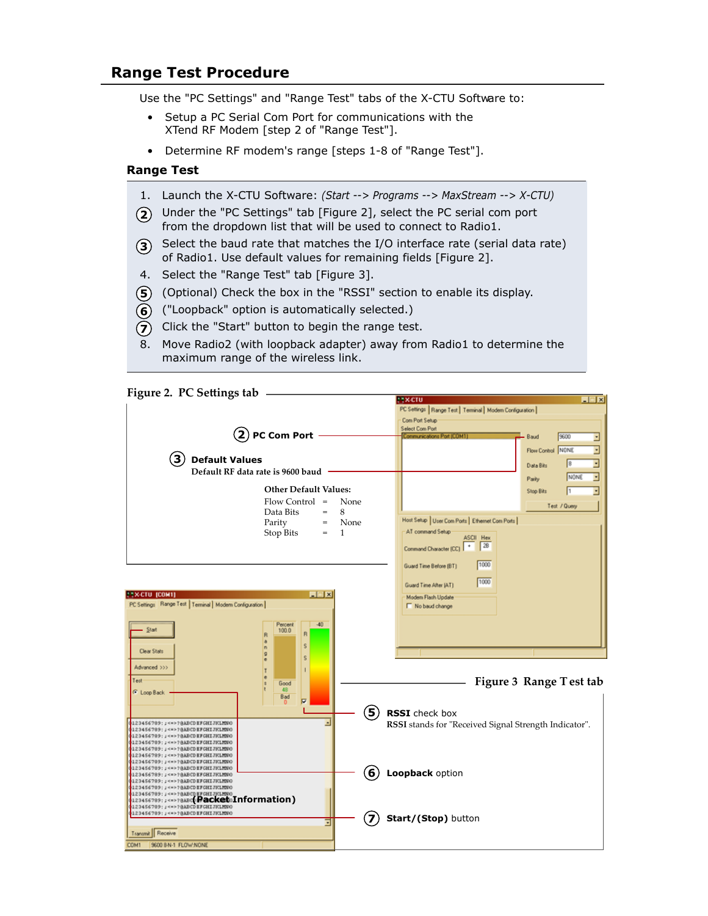## Range Test Procedure

Use the "PC Settings" and "Range Test" tabs of the X-CTU Software to:

- Setup a PC Serial Com Port for communications with the XTend RF Modem [step 2 of "Range Test"].
- Determine RF modem's range [steps 1-8 of "Range Test"].

### Range Test

1. Launch the X-CTU Software: *(Start --> Programs --> MaxStream --> X-CTU)*
2. Under the "PC Settings" tab [Figure 2], select the PC serial com port from the dropdown list that will be used to connect to Radio1.
3. Select the baud rate that matches the I/O interface rate (serial data rate) of Radio1. Use default values for remaining fields [Figure 2].
4. Select the "Range Test" tab [Figure 3].
5. (Optional) Check the box in the "RSSI" section to enable its display.
6. ("Loopback" option is automatically selected.)
7. Click the "Start" button to begin the range test.
8. Move Radio2 (with loopback adapter) away from Radio1 to determine the maximum range of the wireless link.

**Figure 2. PC Settings tab**

② **PC Com Port**

③ **Default Values**
Default RF data rate is 9600 baud

Other Default Values:

| | | |
|---|---|---|
| Flow Control | = | None |
| Data Bits | = | 8 |
| Parity | = | None |
| Stop Bits | = | 1 |

**Figure 3 Range Test tab**

⑤ **RSSI** check box
**RSSI** stands for "Received Signal Strength Indicator".

⑥ **Loopback** option

⑦ **Start/(Stop)** button

(Packet Information)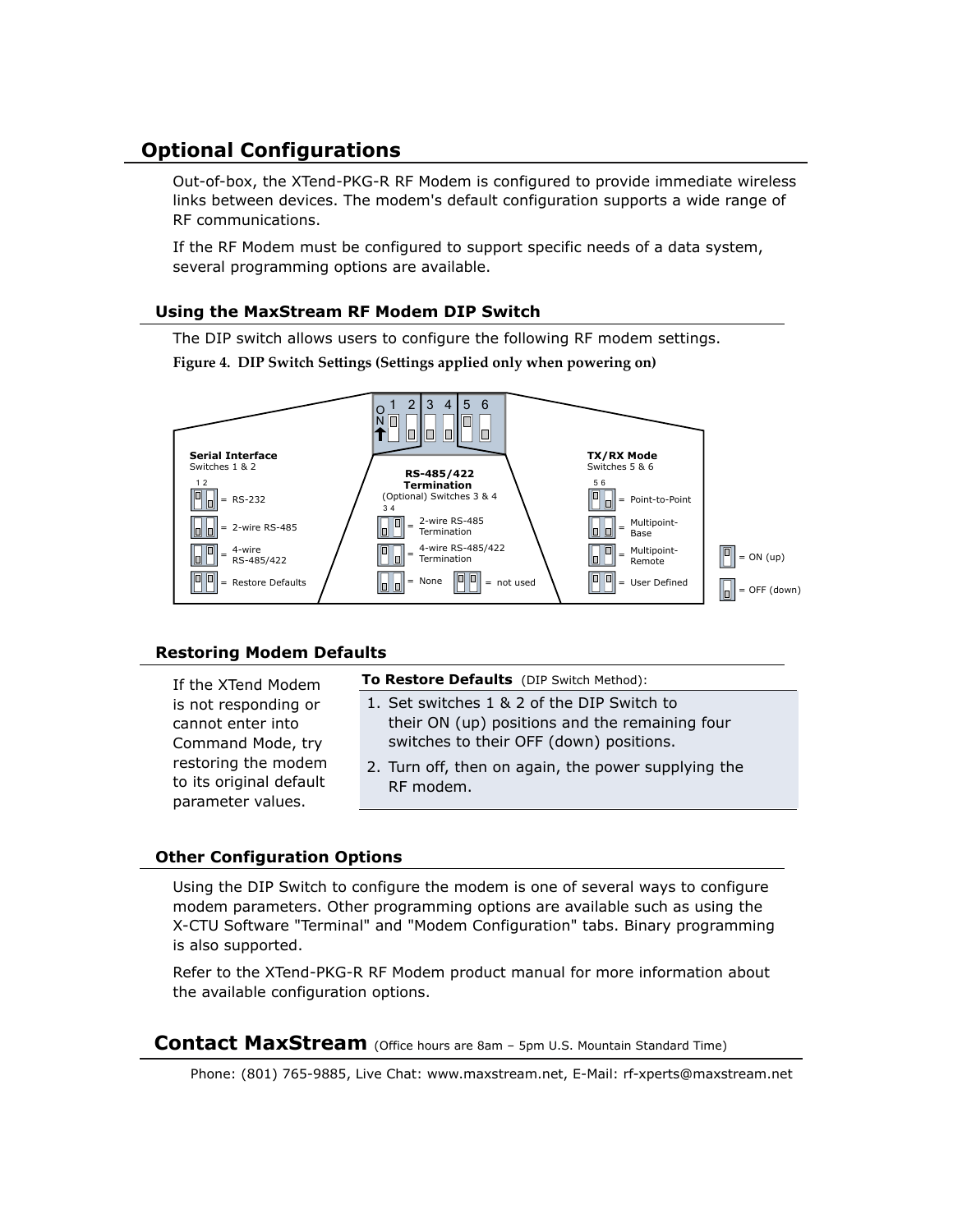## Optional Configurations

Out-of-box, the XTend-PKG-R RF Modem is configured to provide immediate wireless links between devices. The modem's default configuration supports a wide range of RF communications.

If the RF Modem must be configured to support specific needs of a data system, several programming options are available.

### Using the MaxStream RF Modem DIP Switch

The DIP switch allows users to configure the following RF modem settings.

**Figure 4. DIP Switch Settings (Settings applied only when powering on)**

ON
1 2 3 4 5 6

**Serial Interface**
Switches 1 & 2
1 2
= RS-232
= 2-wire RS-485
= 4-wire RS-485/422
= Restore Defaults

**RS-485/422 Termination**
(Optional) Switches 3 & 4
3 4
= 2-wire RS-485 Termination
= 4-wire RS-485/422 Termination
= None
= not used

**TX/RX Mode**
Switches 5 & 6
5 6
= Point-to-Point
= Multipoint-Base
= Multipoint-Remote
= User Defined

= ON (up)
= OFF (down)

### Restoring Modem Defaults

If the XTend Modem is not responding or cannot enter into Command Mode, try restoring the modem to its original default parameter values.

**To Restore Defaults** (DIP Switch Method):

1. Set switches 1 & 2 of the DIP Switch to their ON (up) positions and the remaining four switches to their OFF (down) positions.
2. Turn off, then on again, the power supplying the RF modem.

### Other Configuration Options

Using the DIP Switch to configure the modem is one of several ways to configure modem parameters. Other programming options are available such as using the X-CTU Software "Terminal" and "Modem Configuration" tabs. Binary programming is also supported.

Refer to the XTend-PKG-R RF Modem product manual for more information about the available configuration options.

## Contact MaxStream (Office hours are 8am – 5pm U.S. Mountain Standard Time)

Phone: (801) 765-9885, Live Chat: www.maxstream.net, E-Mail: rf-xperts@maxstream.net